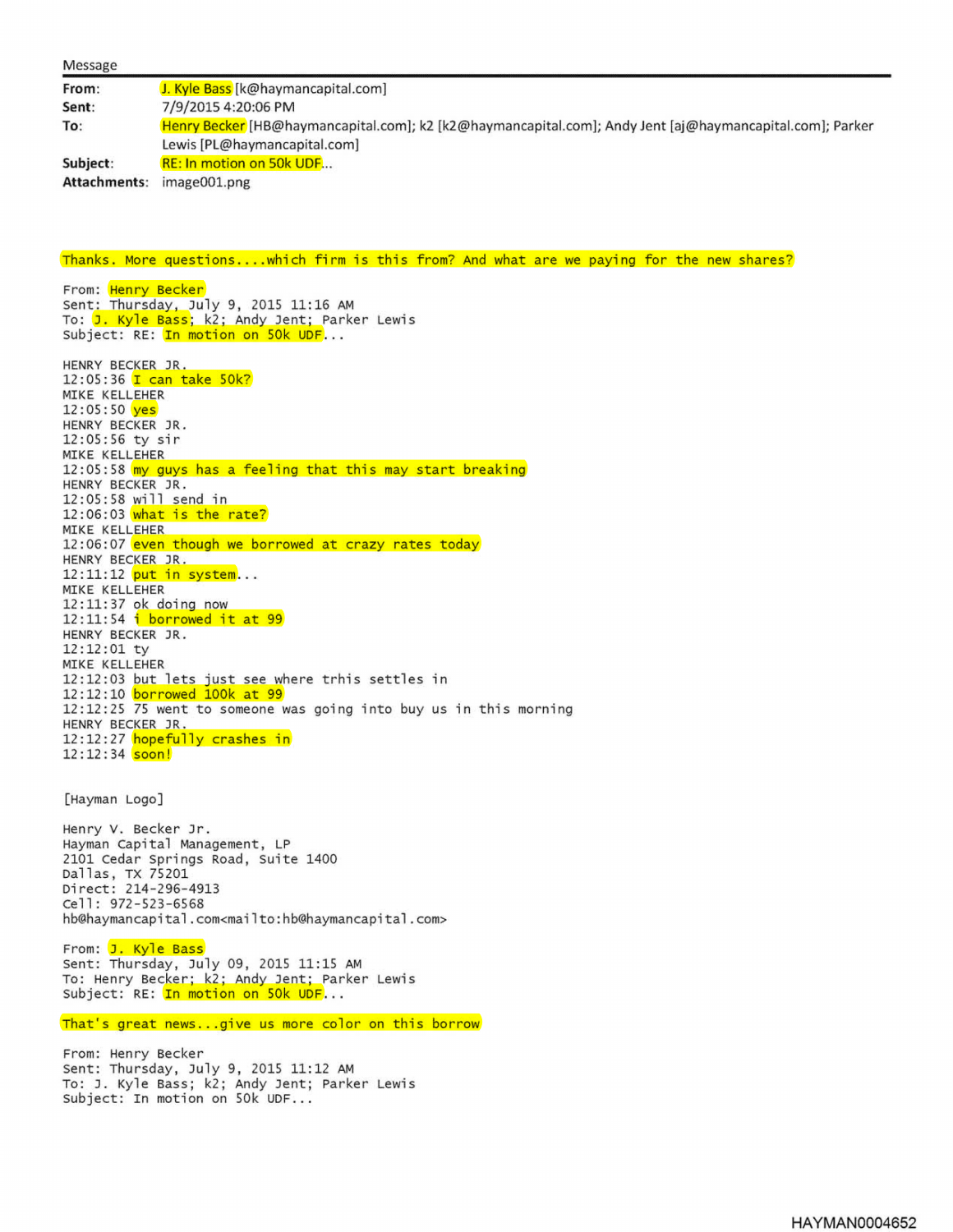Message

**From:** J. Kyle Bass [k@haymancapital.com]
**Sent:** 7/9/2015 4:20:06 PM
**To:** Henry Becker [HB@haymancapital.com]; k2 [k2@haymancapital.com]; Andy Jent [aj@haymancapital.com]; Parker Lewis [PL@haymancapital.com]
**Subject:** RE: In motion on 50k UDF...
**Attachments:** image001.png

Thanks. More questions....which firm is this from? And what are we paying for the new shares?

From: Henry Becker
Sent: Thursday, July 9, 2015 11:16 AM
To: J. Kyle Bass; k2; Andy Jent; Parker Lewis
Subject: RE: In motion on 50k UDF...

HENRY BECKER JR.
12:05:36 I can take 50k?
MIKE KELLEHER
12:05:50 yes
HENRY BECKER JR.
12:05:56 ty sir
MIKE KELLEHER
12:05:58 my guys has a feeling that this may start breaking
HENRY BECKER JR.
12:05:58 will send in
12:06:03 what is the rate?
MIKE KELLEHER
12:06:07 even though we borrowed at crazy rates today
HENRY BECKER JR.
12:11:12 put in system...
MIKE KELLEHER
12:11:37 ok doing now
12:11:54 i borrowed it at 99
HENRY BECKER JR.
12:12:01 ty
MIKE KELLEHER
12:12:03 but lets just see where trhis settles in
12:12:10 borrowed 100k at 99
12:12:25 75 went to someone was going into buy us in this morning
HENRY BECKER JR.
12:12:27 hopefully crashes in
12:12:34 soon!

[Hayman Logo]

Henry V. Becker Jr.
Hayman Capital Management, LP
2101 Cedar Springs Road, Suite 1400
Dallas, TX 75201
Direct: 214-296-4913
Cell: 972-523-6568
hb@haymancapital.com<mailto:hb@haymancapital.com>

From: J. Kyle Bass
Sent: Thursday, July 09, 2015 11:15 AM
To: Henry Becker; k2; Andy Jent; Parker Lewis
Subject: RE: In motion on 50k UDF...

That's great news...give us more color on this borrow

From: Henry Becker
Sent: Thursday, July 9, 2015 11:12 AM
To: J. Kyle Bass; k2; Andy Jent; Parker Lewis
Subject: In motion on 50k UDF...

HAYMAN0004652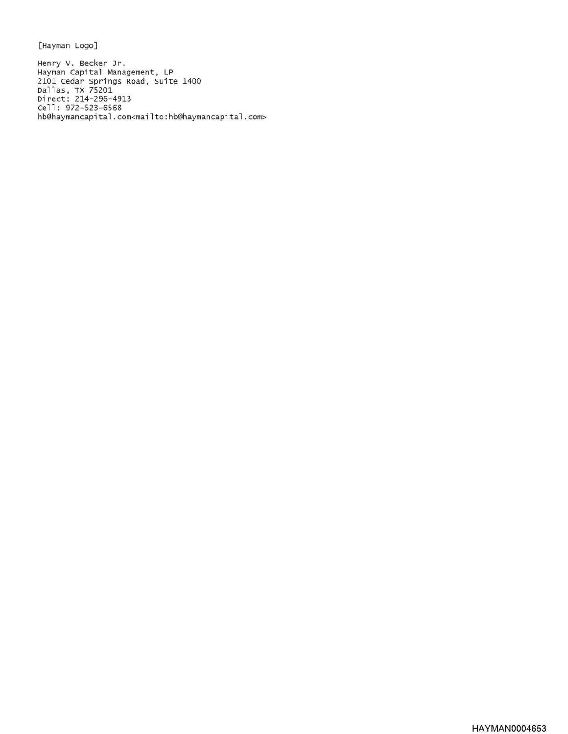[Hayman Logo]

Henry V. Becker Jr.
Hayman Capital Management, LP
2101 Cedar Springs Road, Suite 1400
Dallas, TX 75201
Direct: 214-296-4913
Cell: 972-523-6568
hb@haymancapital.com<mailto:hb@haymancapital.com>

HAYMAN0004653